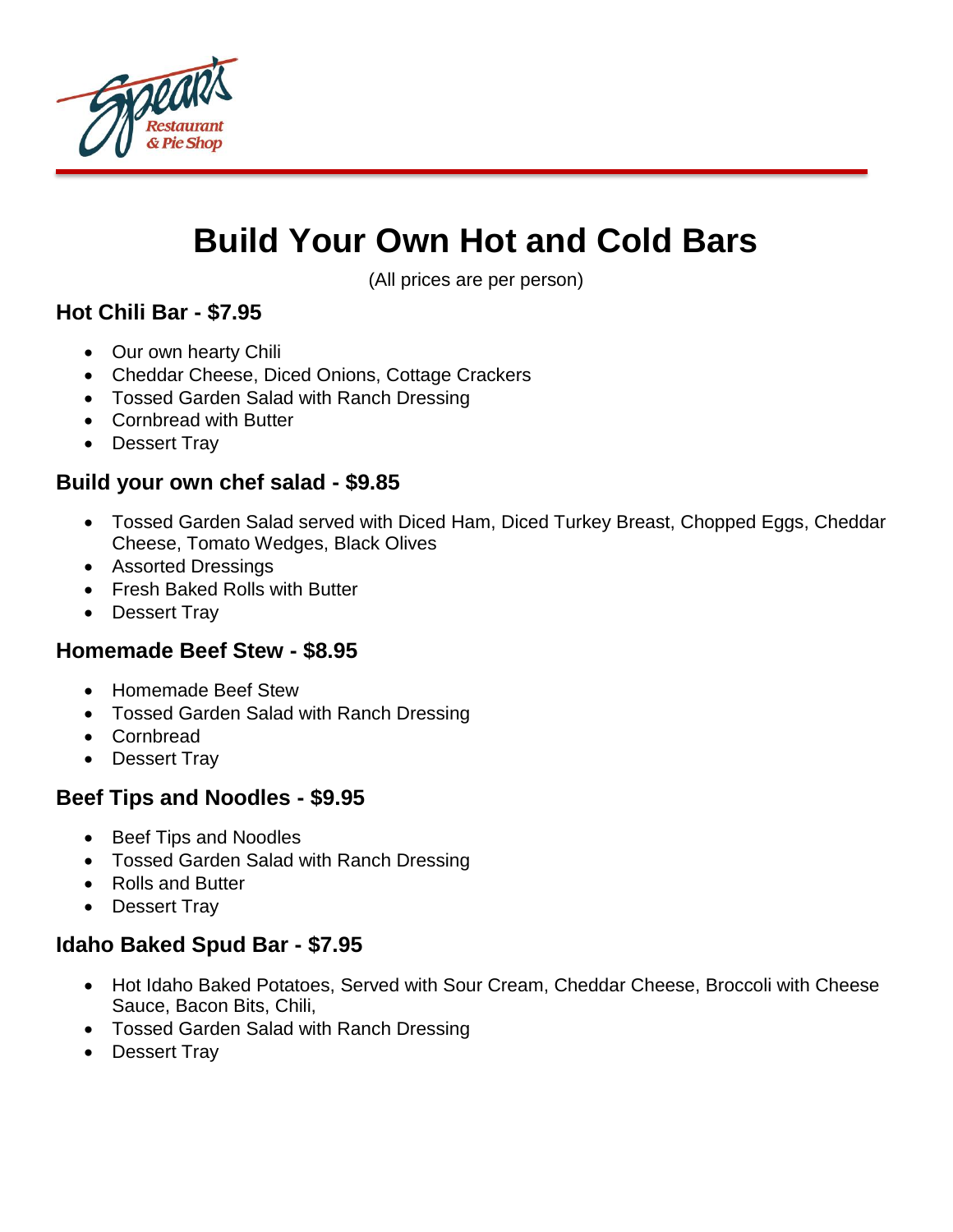Spear's Restaurant & Pie Shop

# Build Your Own Hot and Cold Bars

(All prices are per person)

### Hot Chili Bar - $7.95

- Our own hearty Chili
- Cheddar Cheese, Diced Onions, Cottage Crackers
- Tossed Garden Salad with Ranch Dressing
- Cornbread with Butter
- Dessert Tray

### Build your own chef salad - $9.85

- Tossed Garden Salad served with Diced Ham, Diced Turkey Breast, Chopped Eggs, Cheddar Cheese, Tomato Wedges, Black Olives
- Assorted Dressings
- Fresh Baked Rolls with Butter
- Dessert Tray

### Homemade Beef Stew - $8.95

- Homemade Beef Stew
- Tossed Garden Salad with Ranch Dressing
- Cornbread
- Dessert Tray

### Beef Tips and Noodles - $9.95

- Beef Tips and Noodles
- Tossed Garden Salad with Ranch Dressing
- Rolls and Butter
- Dessert Tray

### Idaho Baked Spud Bar - $7.95

- Hot Idaho Baked Potatoes, Served with Sour Cream, Cheddar Cheese, Broccoli with Cheese Sauce, Bacon Bits, Chili,
- Tossed Garden Salad with Ranch Dressing
- Dessert Tray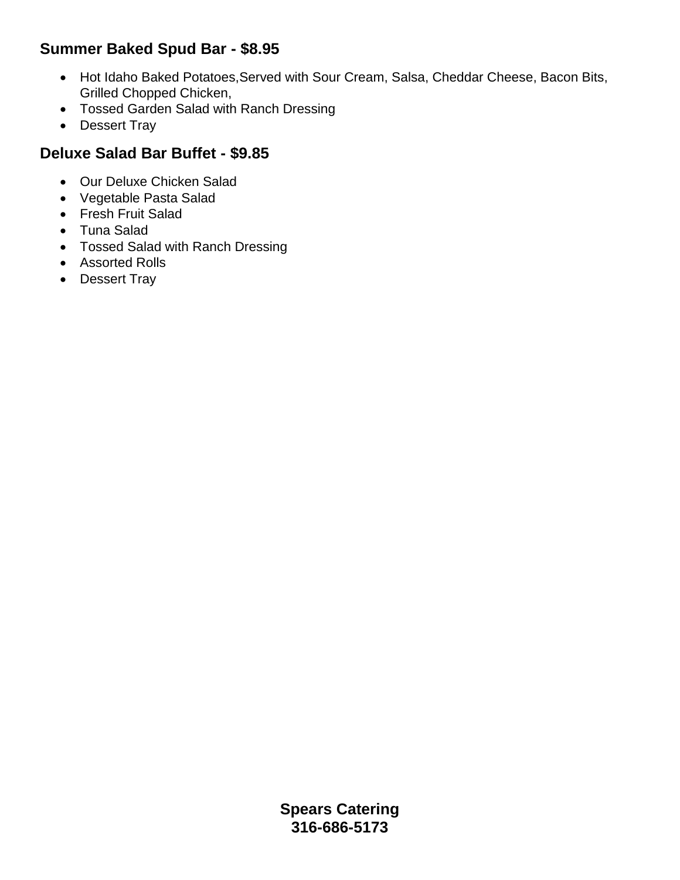### Summer Baked Spud Bar - $8.95

- Hot Idaho Baked Potatoes,Served with Sour Cream, Salsa, Cheddar Cheese, Bacon Bits, Grilled Chopped Chicken,
- Tossed Garden Salad with Ranch Dressing
- Dessert Tray

### Deluxe Salad Bar Buffet - $9.85

- Our Deluxe Chicken Salad
- Vegetable Pasta Salad
- Fresh Fruit Salad
- Tuna Salad
- Tossed Salad with Ranch Dressing
- Assorted Rolls
- Dessert Tray

**Spears Catering**
**316-686-5173**